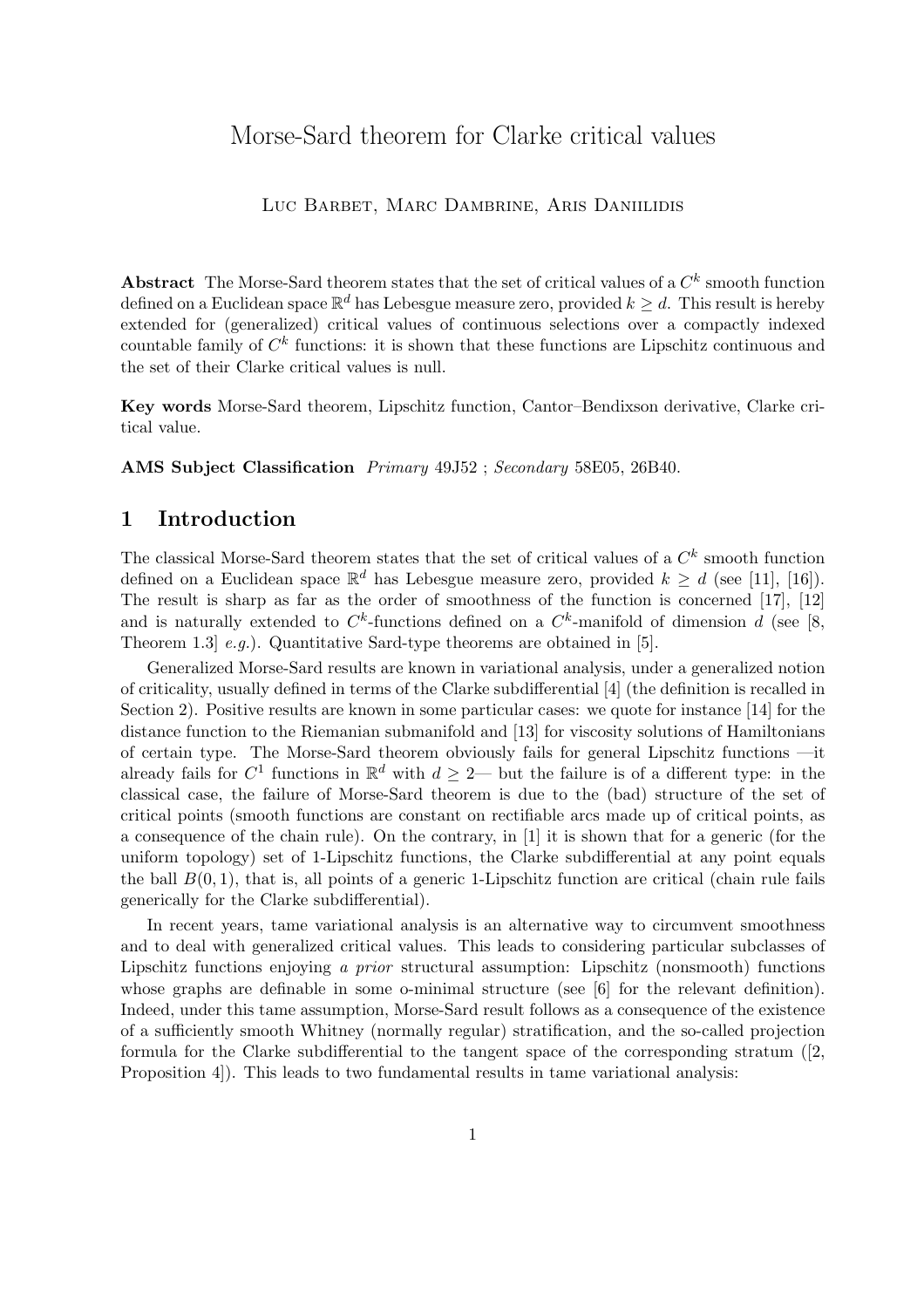# Morse-Sard theorem for Clarke critical values

Luc Barbet, Marc Dambrine, Aris Daniilidis

**Abstract** The Morse-Sard theorem states that the set of critical values of a $C^k$ smooth function defined on a Euclidean space $\mathbb{R}^d$ has Lebesgue measure zero, provided $k \geq d$. This result is hereby extended for (generalized) critical values of continuous selections over a compactly indexed countable family of $C^k$ functions: it is shown that these functions are Lipschitz continuous and the set of their Clarke critical values is null.

**Key words** Morse-Sard theorem, Lipschitz function, Cantor–Bendixson derivative, Clarke critical value.

**AMS Subject Classification** *Primary* 49J52 ; *Secondary* 58E05, 26B40.

## 1 Introduction

The classical Morse-Sard theorem states that the set of critical values of a $C^k$ smooth function defined on a Euclidean space $\mathbb{R}^d$ has Lebesgue measure zero, provided $k \geq d$ (see [11], [16]). The result is sharp as far as the order of smoothness of the function is concerned [17], [12] and is naturally extended to $C^k$-functions defined on a $C^k$-manifold of dimension $d$ (see [8, Theorem 1.3] *e.g.*). Quantitative Sard-type theorems are obtained in [5].

Generalized Morse-Sard results are known in variational analysis, under a generalized notion of criticality, usually defined in terms of the Clarke subdifferential [4] (the definition is recalled in Section 2). Positive results are known in some particular cases: we quote for instance [14] for the distance function to the Riemanian submanifold and [13] for viscosity solutions of Hamiltonians of certain type. The Morse-Sard theorem obviously fails for general Lipschitz functions —it already fails for $C^1$ functions in $\mathbb{R}^d$ with $d \geq 2$— but the failure is of a different type: in the classical case, the failure of Morse-Sard theorem is due to the (bad) structure of the set of critical points (smooth functions are constant on rectifiable arcs made up of critical points, as a consequence of the chain rule). On the contrary, in [1] it is shown that for a generic (for the uniform topology) set of 1-Lipschitz functions, the Clarke subdifferential at any point equals the ball $B(0,1)$, that is, all points of a generic 1-Lipschitz function are critical (chain rule fails generically for the Clarke subdifferential).

In recent years, tame variational analysis is an alternative way to circumvent smoothness and to deal with generalized critical values. This leads to considering particular subclasses of Lipschitz functions enjoying *a prior* structural assumption: Lipschitz (nonsmooth) functions whose graphs are definable in some o-minimal structure (see [6] for the relevant definition). Indeed, under this tame assumption, Morse-Sard result follows as a consequence of the existence of a sufficiently smooth Whitney (normally regular) stratification, and the so-called projection formula for the Clarke subdifferential to the tangent space of the corresponding stratum ([2, Proposition 4]). This leads to two fundamental results in tame variational analysis: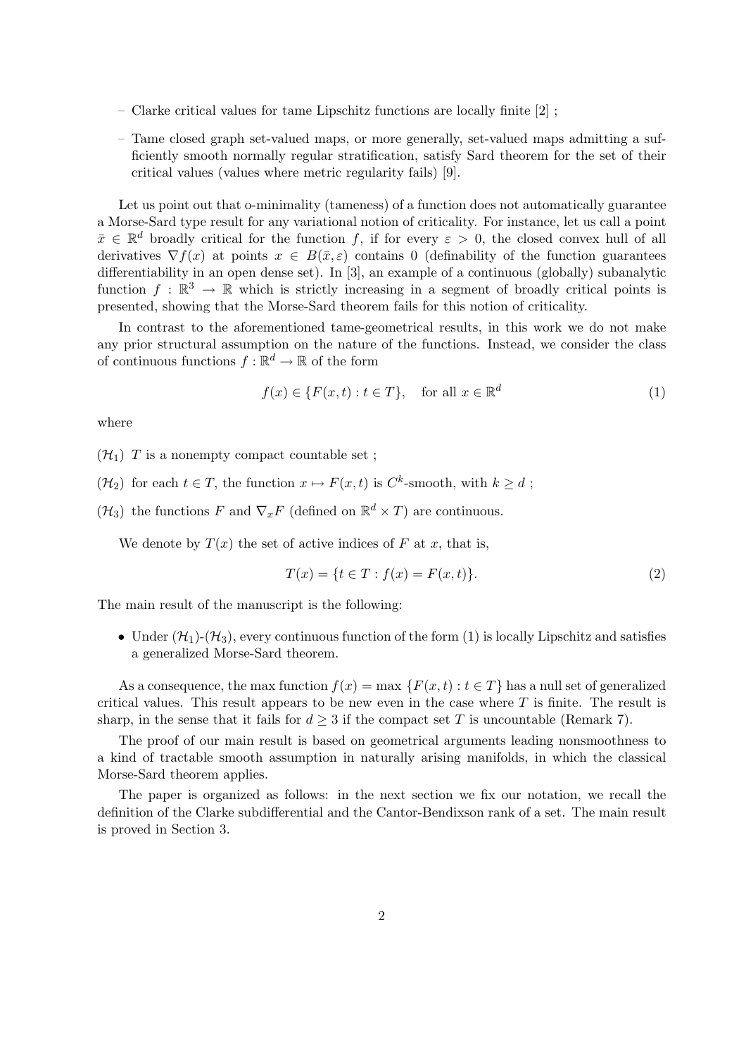– Clarke critical values for tame Lipschitz functions are locally finite [2] ;

– Tame closed graph set-valued maps, or more generally, set-valued maps admitting a sufficiently smooth normally regular stratification, satisfy Sard theorem for the set of their critical values (values where metric regularity fails) [9].

Let us point out that o-minimality (tameness) of a function does not automatically guarantee a Morse-Sard type result for any variational notion of criticality. For instance, let us call a point $\bar{x} \in \mathbb{R}^d$ broadly critical for the function $f$, if for every $\varepsilon > 0$, the closed convex hull of all derivatives $\nabla f(x)$ at points $x \in B(\bar{x}, \varepsilon)$ contains 0 (definability of the function guarantees differentiability in an open dense set). In [3], an example of a continuous (globally) subanalytic function $f : \mathbb{R}^3 \to \mathbb{R}$ which is strictly increasing in a segment of broadly critical points is presented, showing that the Morse-Sard theorem fails for this notion of criticality.

In contrast to the aforementioned tame-geometrical results, in this work we do not make any prior structural assumption on the nature of the functions. Instead, we consider the class of continuous functions $f : \mathbb{R}^d \to \mathbb{R}$ of the form

$$f(x) \in \{F(x,t) : t \in T\}, \quad \text{for all } x \in \mathbb{R}^d \tag{1}$$

where

($\mathcal{H}_1$) $T$ is a nonempty compact countable set ;

($\mathcal{H}_2$) for each $t \in T$, the function $x \mapsto F(x,t)$ is $C^k$-smooth, with $k \geq d$ ;

($\mathcal{H}_3$) the functions $F$ and $\nabla_x F$ (defined on $\mathbb{R}^d \times T$) are continuous.

We denote by $T(x)$ the set of active indices of $F$ at $x$, that is,

$$T(x) = \{t \in T : f(x) = F(x,t)\}. \tag{2}$$

The main result of the manuscript is the following:

- Under ($\mathcal{H}_1$)-($\mathcal{H}_3$), every continuous function of the form (1) is locally Lipschitz and satisfies a generalized Morse-Sard theorem.

As a consequence, the max function $f(x) = \max\{F(x,t) : t \in T\}$ has a null set of generalized critical values. This result appears to be new even in the case where $T$ is finite. The result is sharp, in the sense that it fails for $d \geq 3$ if the compact set $T$ is uncountable (Remark 7).

The proof of our main result is based on geometrical arguments leading nonsmoothness to a kind of tractable smooth assumption in naturally arising manifolds, in which the classical Morse-Sard theorem applies.

The paper is organized as follows: in the next section we fix our notation, we recall the definition of the Clarke subdifferential and the Cantor-Bendixson rank of a set. The main result is proved in Section 3.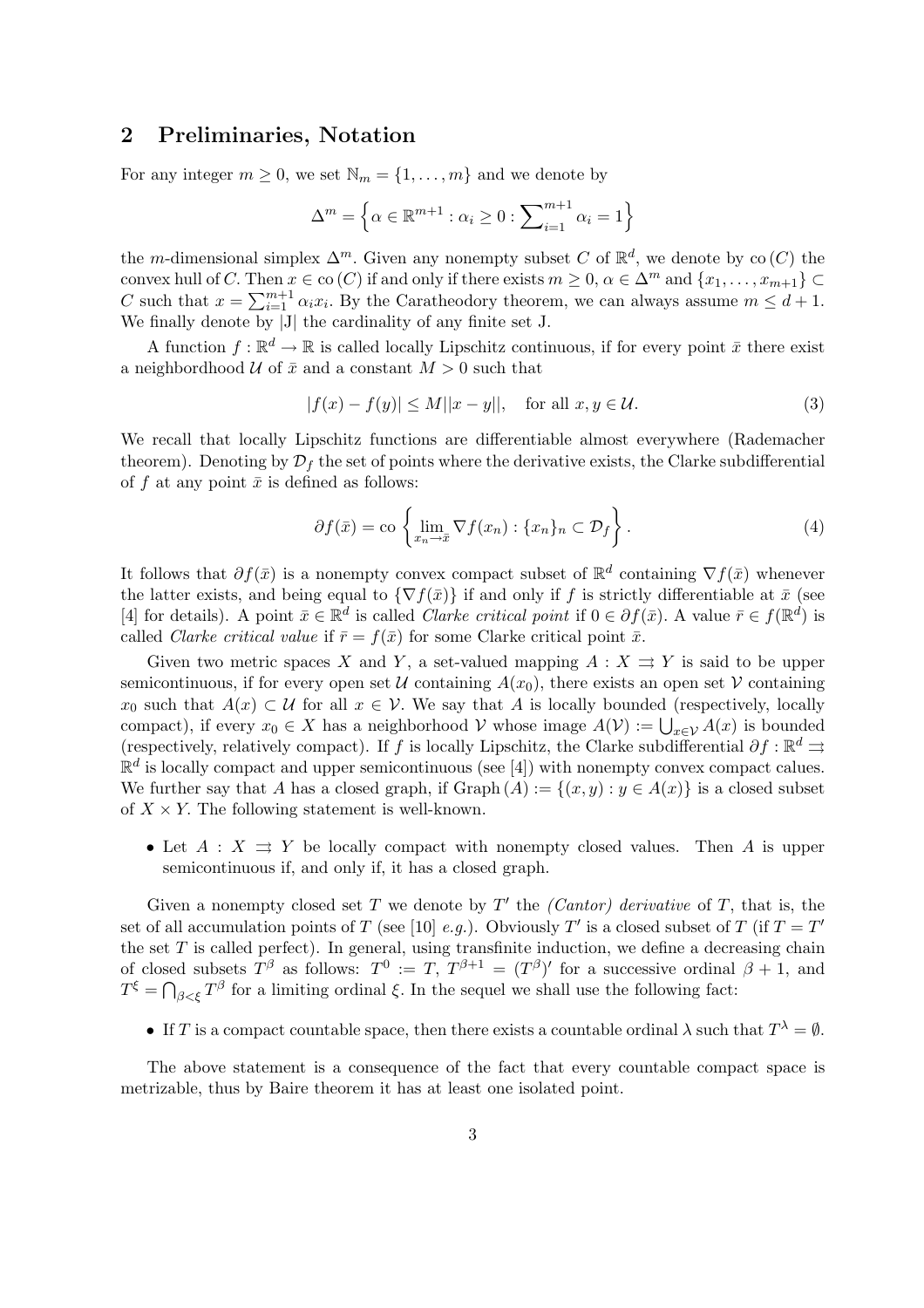## 2 Preliminaries, Notation

For any integer $m \geq 0$, we set $\mathbb{N}_m = \{1, \ldots, m\}$ and we denote by

$$\Delta^m = \Big\{\alpha \in \mathbb{R}^{m+1} : \alpha_i \geq 0 : \sum\nolimits_{i=1}^{m+1} \alpha_i = 1\Big\}$$

the $m$-dimensional simplex $\Delta^m$. Given any nonempty subset $C$ of $\mathbb{R}^d$, we denote by $\mathrm{co}\,(C)$ the convex hull of $C$. Then $x \in \mathrm{co}\,(C)$ if and only if there exists $m \geq 0$, $\alpha \in \Delta^m$ and $\{x_1, \ldots, x_{m+1}\} \subset C$ such that $x = \sum_{i=1}^{m+1} \alpha_i x_i$. By the Caratheodory theorem, we can always assume $m \leq d+1$. We finally denote by $|\mathrm{J}|$ the cardinality of any finite set J.

A function $f : \mathbb{R}^d \to \mathbb{R}$ is called locally Lipschitz continuous, if for every point $\bar{x}$ there exist a neighbordhood $\mathcal{U}$ of $\bar{x}$ and a constant $M > 0$ such that

$$|f(x) - f(y)| \leq M||x - y||, \quad \text{for all } x, y \in \mathcal{U}. \tag{3}$$

We recall that locally Lipschitz functions are differentiable almost everywhere (Rademacher theorem). Denoting by $\mathcal{D}_f$ the set of points where the derivative exists, the Clarke subdifferential of $f$ at any point $\bar{x}$ is defined as follows:

$$\partial f(\bar{x}) = \mathrm{co}\left\{\lim_{x_n \to \bar{x}} \nabla f(x_n) : \{x_n\}_n \subset \mathcal{D}_f\right\}. \tag{4}$$

It follows that $\partial f(\bar{x})$ is a nonempty convex compact subset of $\mathbb{R}^d$ containing $\nabla f(\bar{x})$ whenever the latter exists, and being equal to $\{\nabla f(\bar{x})\}$ if and only if $f$ is strictly differentiable at $\bar{x}$ (see [4] for details). A point $\bar{x} \in \mathbb{R}^d$ is called *Clarke critical point* if $0 \in \partial f(\bar{x})$. A value $\bar{r} \in f(\mathbb{R}^d)$ is called *Clarke critical value* if $\bar{r} = f(\bar{x})$ for some Clarke critical point $\bar{x}$.

Given two metric spaces $X$ and $Y$, a set-valued mapping $A : X \rightrightarrows Y$ is said to be upper semicontinuous, if for every open set $\mathcal{U}$ containing $A(x_0)$, there exists an open set $\mathcal{V}$ containing $x_0$ such that $A(x) \subset \mathcal{U}$ for all $x \in \mathcal{V}$. We say that $A$ is locally bounded (respectively, locally compact), if every $x_0 \in X$ has a neighborhood $\mathcal{V}$ whose image $A(\mathcal{V}) := \bigcup_{x \in \mathcal{V}} A(x)$ is bounded (respectively, relatively compact). If $f$ is locally Lipschitz, the Clarke subdifferential $\partial f : \mathbb{R}^d \rightrightarrows \mathbb{R}^d$ is locally compact and upper semicontinuous (see [4]) with nonempty convex compact calues. We further say that $A$ has a closed graph, if $\mathrm{Graph}\,(A) := \{(x, y) : y \in A(x)\}$ is a closed subset of $X \times Y$. The following statement is well-known.

- Let $A : X \rightrightarrows Y$ be locally compact with nonempty closed values. Then $A$ is upper semicontinuous if, and only if, it has a closed graph.

Given a nonempty closed set $T$ we denote by $T'$ the *(Cantor) derivative* of $T$, that is, the set of all accumulation points of $T$ (see [10] *e.g.*). Obviously $T'$ is a closed subset of $T$ (if $T = T'$ the set $T$ is called perfect). In general, using transfinite induction, we define a decreasing chain of closed subsets $T^\beta$ as follows: $T^0 := T$, $T^{\beta+1} = (T^\beta)'$ for a successive ordinal $\beta + 1$, and $T^\xi = \bigcap_{\beta < \xi} T^\beta$ for a limiting ordinal $\xi$. In the sequel we shall use the following fact:

- If $T$ is a compact countable space, then there exists a countable ordinal $\lambda$ such that $T^\lambda = \emptyset$.

The above statement is a consequence of the fact that every countable compact space is metrizable, thus by Baire theorem it has at least one isolated point.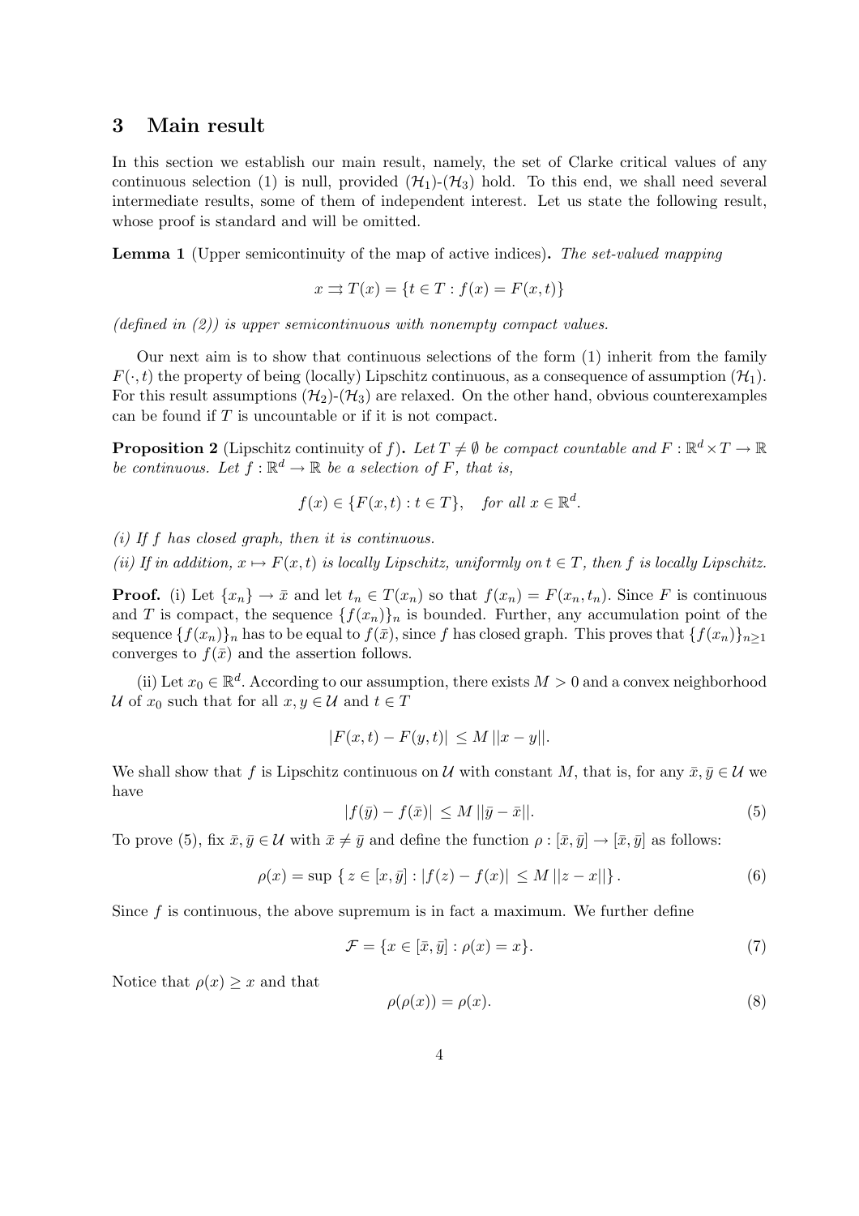## 3 Main result

In this section we establish our main result, namely, the set of Clarke critical values of any continuous selection (1) is null, provided $(\mathcal{H}_1)$-$(\mathcal{H}_3)$ hold. To this end, we shall need several intermediate results, some of them of independent interest. Let us state the following result, whose proof is standard and will be omitted.

**Lemma 1** (Upper semicontinuity of the map of active indices)**.** *The set-valued mapping*

$$x \rightrightarrows T(x) = \{t \in T : f(x) = F(x,t)\}$$

*(defined in (2)) is upper semicontinuous with nonempty compact values.*

Our next aim is to show that continuous selections of the form (1) inherit from the family $F(\cdot, t)$ the property of being (locally) Lipschitz continuous, as a consequence of assumption $(\mathcal{H}_1)$. For this result assumptions $(\mathcal{H}_2)$-$(\mathcal{H}_3)$ are relaxed. On the other hand, obvious counterexamples can be found if $T$ is uncountable or if it is not compact.

**Proposition 2** (Lipschitz continuity of $f$)**.** *Let $T \neq \emptyset$ be compact countable and $F : \mathbb{R}^d \times T \to \mathbb{R}$ be continuous. Let $f : \mathbb{R}^d \to \mathbb{R}$ be a selection of $F$, that is,*

$$f(x) \in \{F(x,t) : t \in T\}, \quad \textit{for all } x \in \mathbb{R}^d.$$

*(i) If $f$ has closed graph, then it is continuous.*

*(ii) If in addition, $x \mapsto F(x,t)$ is locally Lipschitz, uniformly on $t \in T$, then $f$ is locally Lipschitz.*

**Proof.** (i) Let $\{x_n\} \to \bar{x}$ and let $t_n \in T(x_n)$ so that $f(x_n) = F(x_n, t_n)$. Since $F$ is continuous and $T$ is compact, the sequence $\{f(x_n)\}_n$ is bounded. Further, any accumulation point of the sequence $\{f(x_n)\}_n$ has to be equal to $f(\bar{x})$, since $f$ has closed graph. This proves that $\{f(x_n)\}_{n\geq 1}$ converges to $f(\bar{x})$ and the assertion follows.

(ii) Let $x_0 \in \mathbb{R}^d$. According to our assumption, there exists $M > 0$ and a convex neighborhood $\mathcal{U}$ of $x_0$ such that for all $x, y \in \mathcal{U}$ and $t \in T$

$$|F(x,t) - F(y,t)| \leq M\,||x - y||.$$

We shall show that $f$ is Lipschitz continuous on $\mathcal{U}$ with constant $M$, that is, for any $\bar{x}, \bar{y} \in \mathcal{U}$ we have

$$|f(\bar{y}) - f(\bar{x})| \leq M\,||\bar{y} - \bar{x}||. \tag{5}$$

To prove (5), fix $\bar{x}, \bar{y} \in \mathcal{U}$ with $\bar{x} \neq \bar{y}$ and define the function $\rho : [\bar{x}, \bar{y}] \to [\bar{x}, \bar{y}]$ as follows:

$$\rho(x) = \sup\,\{\, z \in [x, \bar{y}] : |f(z) - f(x)| \leq M\,||z - x||\}\,. \tag{6}$$

Since $f$ is continuous, the above supremum is in fact a maximum. We further define

$$\mathcal{F} = \{x \in [\bar{x}, \bar{y}] : \rho(x) = x\}. \tag{7}$$

Notice that $\rho(x) \geq x$ and that

$$\rho(\rho(x)) = \rho(x). \tag{8}$$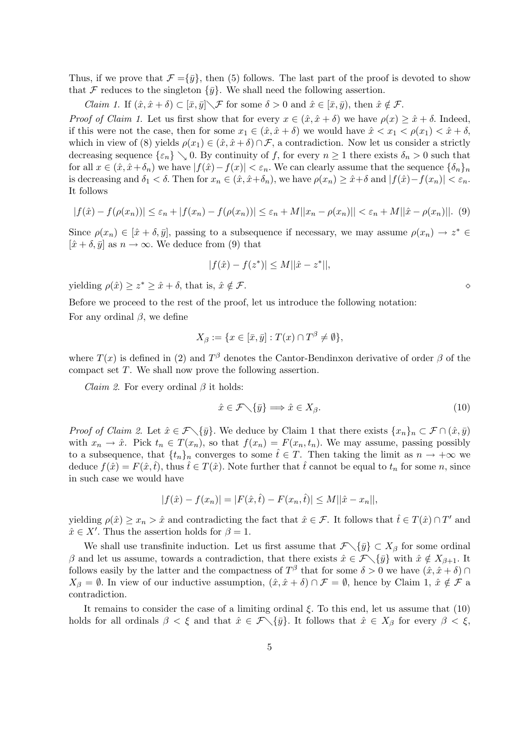Thus, if we prove that $\mathcal{F} = \{\bar{y}\}$, then (5) follows. The last part of the proof is devoted to show that $\mathcal{F}$ reduces to the singleton $\{\bar{y}\}$. We shall need the following assertion.

*Claim 1.* If $(\hat{x}, \hat{x}+\delta) \subset [\bar{x}, \bar{y}] \diagdown \mathcal{F}$ for some $\delta > 0$ and $\hat{x} \in [\bar{x}, \bar{y})$, then $\hat{x} \notin \mathcal{F}$.

*Proof of Claim 1.* Let us first show that for every $x \in (\hat{x}, \hat{x}+\delta)$ we have $\rho(x) \geq \hat{x}+\delta$. Indeed, if this were not the case, then for some $x_1 \in (\hat{x}, \hat{x}+\delta)$ we would have $\hat{x} < x_1 < \rho(x_1) < \hat{x}+\delta$, which in view of (8) yields $\rho(x_1) \in (\hat{x}, \hat{x}+\delta) \cap \mathcal{F}$, a contradiction. Now let us consider a strictly decreasing sequence $\{\varepsilon_n\} \searrow 0$. By continuity of $f$, for every $n \geq 1$ there exists $\delta_n > 0$ such that for all $x \in (\hat{x}, \hat{x}+\delta_n)$ we have $|f(\hat{x}) - f(x)| < \varepsilon_n$. We can clearly assume that the sequence $\{\delta_n\}_n$ is decreasing and $\delta_1 < \delta$. Then for $x_n \in (\hat{x}, \hat{x}+\delta_n)$, we have $\rho(x_n) \geq \hat{x}+\delta$ and $|f(\hat{x}) - f(x_n)| < \varepsilon_n$. It follows

$$|f(\hat{x}) - f(\rho(x_n))| \leq \varepsilon_n + |f(x_n) - f(\rho(x_n))| \leq \varepsilon_n + M||x_n - \rho(x_n)|| < \varepsilon_n + M||\hat{x} - \rho(x_n)||. \quad (9)$$

Since $\rho(x_n) \in [\hat{x}+\delta, \bar{y}]$, passing to a subsequence if necessary, we may assume $\rho(x_n) \to z^* \in [\hat{x}+\delta, \bar{y}]$ as $n \to \infty$. We deduce from (9) that

$$|f(\hat{x}) - f(z^*)| \leq M||\hat{x} - z^*||,$$

yielding $\rho(\hat{x}) \geq z^* \geq \hat{x}+\delta$, that is, $\hat{x} \notin \mathcal{F}$. $\diamond$

Before we proceed to the rest of the proof, let us introduce the following notation:
For any ordinal $\beta$, we define

$$X_\beta := \{x \in [\bar{x}, \bar{y}] : T(x) \cap T^\beta \neq \emptyset\},$$

where $T(x)$ is defined in (2) and $T^\beta$ denotes the Cantor-Bendinxon derivative of order $\beta$ of the compact set $T$. We shall now prove the following assertion.

*Claim 2.* For every ordinal $\beta$ it holds:

$$\hat{x} \in \mathcal{F} \diagdown \{\bar{y}\} \Longrightarrow \hat{x} \in X_\beta. \quad (10)$$

*Proof of Claim 2.* Let $\hat{x} \in \mathcal{F} \diagdown \{\bar{y}\}$. We deduce by Claim 1 that there exists $\{x_n\}_n \subset \mathcal{F} \cap (\hat{x}, \bar{y})$ with $x_n \to \hat{x}$. Pick $t_n \in T(x_n)$, so that $f(x_n) = F(x_n, t_n)$. We may assume, passing possibly to a subsequence, that $\{t_n\}_n$ converges to some $\hat{t} \in T$. Then taking the limit as $n \to +\infty$ we deduce $f(\hat{x}) = F(\hat{x}, \hat{t})$, thus $\hat{t} \in T(\hat{x})$. Note further that $\hat{t}$ cannot be equal to $t_n$ for some $n$, since in such case we would have

$$|f(\hat{x}) - f(x_n)| = |F(\hat{x}, \hat{t}) - F(x_n, \hat{t})| \leq M||\hat{x} - x_n||,$$

yielding $\rho(\hat{x}) \geq x_n > \hat{x}$ and contradicting the fact that $\hat{x} \in \mathcal{F}$. It follows that $\hat{t} \in T(\hat{x}) \cap T'$ and $\hat{x} \in X'$. Thus the assertion holds for $\beta = 1$.

We shall use transfinite induction. Let us first assume that $\mathcal{F} \diagdown \{\bar{y}\} \subset X_\beta$ for some ordinal $\beta$ and let us assume, towards a contradiction, that there exists $\hat{x} \in \mathcal{F} \diagdown \{\bar{y}\}$ with $\hat{x} \notin X_{\beta+1}$. It follows easily by the latter and the compactness of $T^\beta$ that for some $\delta > 0$ we have $(\hat{x}, \hat{x}+\delta) \cap X_\beta = \emptyset$. In view of our inductive assumption, $(\hat{x}, \hat{x}+\delta) \cap \mathcal{F} = \emptyset$, hence by Claim 1, $\hat{x} \notin \mathcal{F}$ a contradiction.

It remains to consider the case of a limiting ordinal $\xi$. To this end, let us assume that (10) holds for all ordinals $\beta < \xi$ and that $\hat{x} \in \mathcal{F} \diagdown \{\bar{y}\}$. It follows that $\hat{x} \in X_\beta$ for every $\beta < \xi$,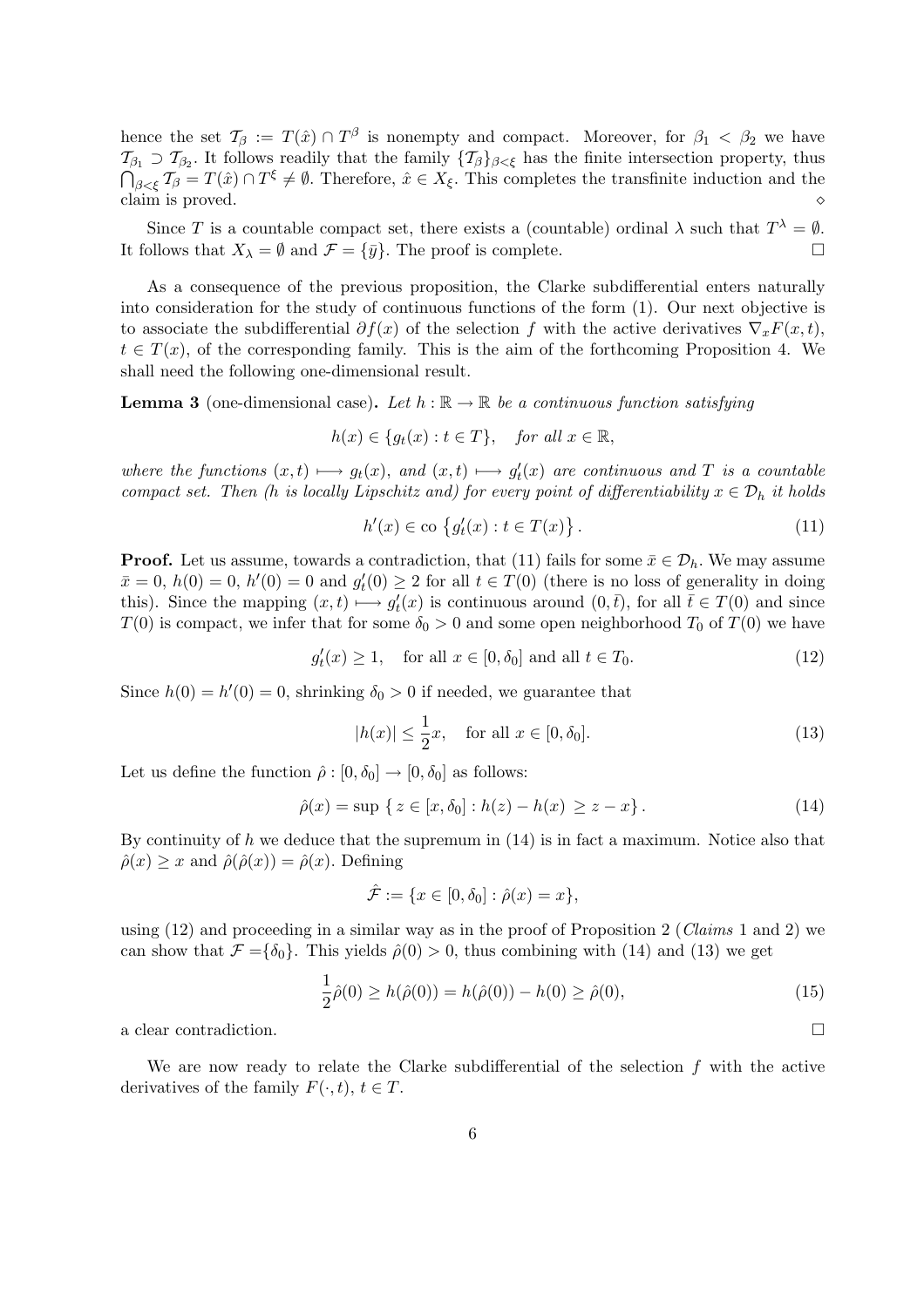hence the set $\mathcal{T}_\beta := T(\hat{x}) \cap T^\beta$ is nonempty and compact. Moreover, for $\beta_1 < \beta_2$ we have $\mathcal{T}_{\beta_1} \supset \mathcal{T}_{\beta_2}$. It follows readily that the family $\{\mathcal{T}_\beta\}_{\beta<\xi}$ has the finite intersection property, thus $\bigcap_{\beta<\xi} \mathcal{T}_\beta = T(\hat{x}) \cap T^\xi \neq \emptyset$. Therefore, $\hat{x} \in X_\xi$. This completes the transfinite induction and the claim is proved. $\diamond$

Since $T$ is a countable compact set, there exists a (countable) ordinal $\lambda$ such that $T^\lambda = \emptyset$. It follows that $X_\lambda = \emptyset$ and $\mathcal{F} = \{\bar{y}\}$. The proof is complete. $\square$

As a consequence of the previous proposition, the Clarke subdifferential enters naturally into consideration for the study of continuous functions of the form (1). Our next objective is to associate the subdifferential $\partial f(x)$ of the selection $f$ with the active derivatives $\nabla_x F(x,t)$, $t \in T(x)$, of the corresponding family. This is the aim of the forthcoming Proposition 4. We shall need the following one-dimensional result.

**Lemma 3** (one-dimensional case)**.** *Let $h : \mathbb{R} \to \mathbb{R}$ be a continuous function satisfying*

$$h(x) \in \{g_t(x) : t \in T\}, \quad \text{for all } x \in \mathbb{R},$$

*where the functions $(x,t) \longmapsto g_t(x)$, and $(x,t) \longmapsto g_t'(x)$ are continuous and $T$ is a countable compact set. Then ($h$ is locally Lipschitz and) for every point of differentiability $x \in \mathcal{D}_h$ it holds*

$$h'(x) \in \text{co}\left\{g_t'(x) : t \in T(x)\right\}. \tag{11}$$

**Proof.** Let us assume, towards a contradiction, that (11) fails for some $\bar{x} \in \mathcal{D}_h$. We may assume $\bar{x} = 0$, $h(0) = 0$, $h'(0) = 0$ and $g_t'(0) \geq 2$ for all $t \in T(0)$ (there is no loss of generality in doing this). Since the mapping $(x,t) \longmapsto g_t'(x)$ is continuous around $(0,\bar{t})$, for all $\bar{t} \in T(0)$ and since $T(0)$ is compact, we infer that for some $\delta_0 > 0$ and some open neighborhood $T_0$ of $T(0)$ we have

$$g_t'(x) \geq 1, \quad \text{for all } x \in [0,\delta_0] \text{ and all } t \in T_0. \tag{12}$$

Since $h(0) = h'(0) = 0$, shrinking $\delta_0 > 0$ if needed, we guarantee that

$$|h(x)| \leq \frac{1}{2}x, \quad \text{for all } x \in [0,\delta_0]. \tag{13}$$

Let us define the function $\hat{\rho} : [0,\delta_0] \to [0,\delta_0]$ as follows:

$$\hat{\rho}(x) = \sup\left\{ z \in [x,\delta_0] : h(z) - h(x) \geq z - x \right\}. \tag{14}$$

By continuity of $h$ we deduce that the supremum in (14) is in fact a maximum. Notice also that $\hat{\rho}(x) \geq x$ and $\hat{\rho}(\hat{\rho}(x)) = \hat{\rho}(x)$. Defining

$$\hat{\mathcal{F}} := \{x \in [0,\delta_0] : \hat{\rho}(x) = x\},$$

using (12) and proceeding in a similar way as in the proof of Proposition 2 (*Claims* 1 and 2) we can show that $\mathcal{F} = \{\delta_0\}$. This yields $\hat{\rho}(0) > 0$, thus combining with (14) and (13) we get

$$\frac{1}{2}\hat{\rho}(0) \geq h(\hat{\rho}(0)) = h(\hat{\rho}(0)) - h(0) \geq \hat{\rho}(0), \tag{15}$$

a clear contradiction. $\square$

We are now ready to relate the Clarke subdifferential of the selection $f$ with the active derivatives of the family $F(\cdot,t)$, $t \in T$.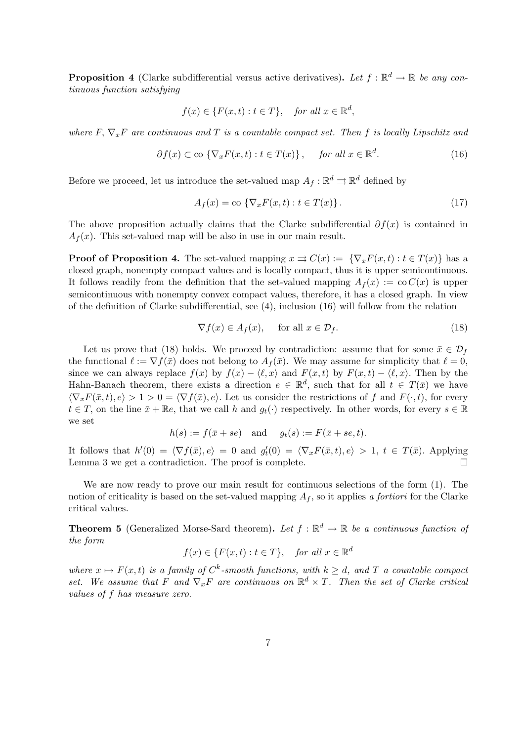**Proposition 4** (Clarke subdifferential versus active derivatives)**.** *Let $f : \mathbb{R}^d \to \mathbb{R}$ be any continuous function satisfying*

$$f(x) \in \{F(x,t) : t \in T\}, \quad \textit{for all } x \in \mathbb{R}^d,$$

*where $F$, $\nabla_x F$ are continuous and $T$ is a countable compact set. Then $f$ is locally Lipschitz and*

$$\partial f(x) \subset \mathrm{co}\, \{\nabla_x F(x,t) : t \in T(x)\}, \qquad \textit{for all } x \in \mathbb{R}^d. \tag{16}$$

Before we proceed, let us introduce the set-valued map $A_f : \mathbb{R}^d \rightrightarrows \mathbb{R}^d$ defined by

$$A_f(x) = \mathrm{co}\, \{\nabla_x F(x,t) : t \in T(x)\}. \tag{17}$$

The above proposition actually claims that the Clarke subdifferential $\partial f(x)$ is contained in $A_f(x)$. This set-valued map will be also in use in our main result.

**Proof of Proposition 4.** The set-valued mapping $x \rightrightarrows C(x) := \{\nabla_x F(x,t) : t \in T(x)\}$ has a closed graph, nonempty compact values and is locally compact, thus it is upper semicontinuous. It follows readily from the definition that the set-valued mapping $A_f(x) := \mathrm{co}\, C(x)$ is upper semicontinuous with nonempty convex compact values, therefore, it has a closed graph. In view of the definition of Clarke subdifferential, see (4), inclusion (16) will follow from the relation

$$\nabla f(x) \in A_f(x), \quad \text{for all } x \in \mathcal{D}_f. \tag{18}$$

Let us prove that (18) holds. We proceed by contradiction: assume that for some $\bar{x} \in \mathcal{D}_f$ the functional $\ell := \nabla f(\bar{x})$ does not belong to $A_f(\bar{x})$. We may assume for simplicity that $\ell = 0$, since we can always replace $f(x)$ by $f(x) - \langle \ell, x \rangle$ and $F(x,t)$ by $F(x,t) - \langle \ell, x \rangle$. Then by the Hahn-Banach theorem, there exists a direction $e \in \mathbb{R}^d$, such that for all $t \in T(\bar{x})$ we have $\langle \nabla_x F(\bar{x},t), e \rangle > 1 > 0 = \langle \nabla f(\bar{x}), e \rangle$. Let us consider the restrictions of $f$ and $F(\cdot, t)$, for every $t \in T$, on the line $\bar{x} + \mathbb{R}e$, that we call $h$ and $g_t(\cdot)$ respectively. In other words, for every $s \in \mathbb{R}$ we set

$$h(s) := f(\bar{x} + se) \quad \text{and} \quad g_t(s) := F(\bar{x} + se, t).$$

It follows that $h'(0) = \langle \nabla f(\bar{x}), e \rangle = 0$ and $g_t'(0) = \langle \nabla_x F(\bar{x},t), e \rangle > 1$, $t \in T(\bar{x})$. Applying Lemma 3 we get a contradiction. The proof is complete. $\square$

We are now ready to prove our main result for continuous selections of the form (1). The notion of criticality is based on the set-valued mapping $A_f$, so it applies *a fortiori* for the Clarke critical values.

**Theorem 5** (Generalized Morse-Sard theorem)**.** *Let $f : \mathbb{R}^d \to \mathbb{R}$ be a continuous function of the form*

$$f(x) \in \{F(x,t) : t \in T\}, \quad \textit{for all } x \in \mathbb{R}^d$$

*where $x \mapsto F(x,t)$ is a family of $C^k$-smooth functions, with $k \geq d$, and $T$ a countable compact set. We assume that $F$ and $\nabla_x F$ are continuous on $\mathbb{R}^d \times T$. Then the set of Clarke critical values of $f$ has measure zero.*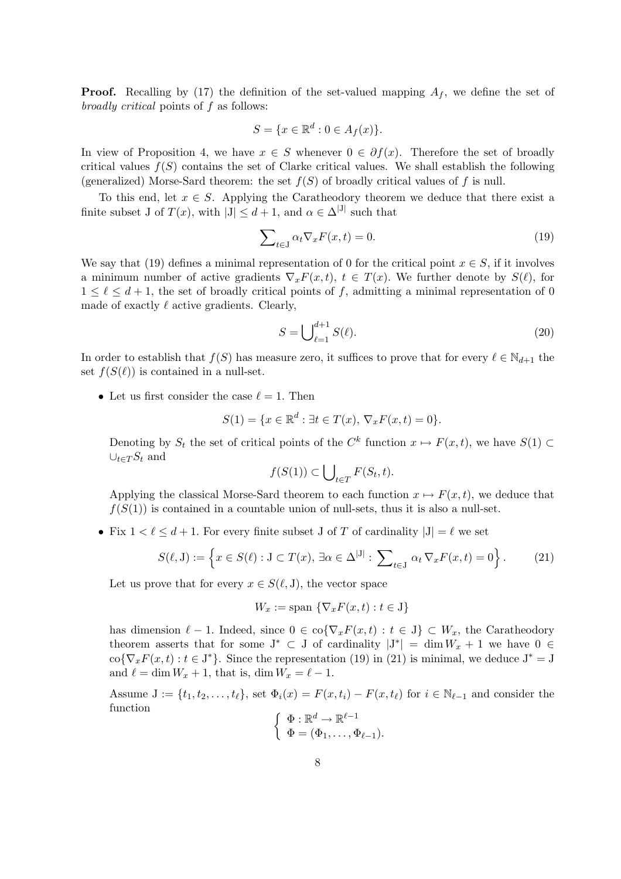**Proof.** Recalling by (17) the definition of the set-valued mapping $A_f$, we define the set of *broadly critical* points of $f$ as follows:

$$S = \{x \in \mathbb{R}^d : 0 \in A_f(x)\}.$$

In view of Proposition 4, we have $x \in S$ whenever $0 \in \partial f(x)$. Therefore the set of broadly critical values $f(S)$ contains the set of Clarke critical values. We shall establish the following (generalized) Morse-Sard theorem: the set $f(S)$ of broadly critical values of $f$ is null.

To this end, let $x \in S$. Applying the Caratheodory theorem we deduce that there exist a finite subset J of $T(x)$, with $|\mathrm{J}| \leq d+1$, and $\alpha \in \Delta^{|\mathrm{J}|}$ such that

$$\sum\nolimits_{t \in \mathrm{J}} \alpha_t \nabla_x F(x,t) = 0. \tag{19}$$

We say that (19) defines a minimal representation of 0 for the critical point $x \in S$, if it involves a minimum number of active gradients $\nabla_x F(x,t)$, $t \in T(x)$. We further denote by $S(\ell)$, for $1 \leq \ell \leq d+1$, the set of broadly critical points of $f$, admitting a minimal representation of 0 made of exactly $\ell$ active gradients. Clearly,

$$S = \bigcup\nolimits_{\ell=1}^{d+1} S(\ell). \tag{20}$$

In order to establish that $f(S)$ has measure zero, it suffices to prove that for every $\ell \in \mathbb{N}_{d+1}$ the set $f(S(\ell))$ is contained in a null-set.

- Let us first consider the case $\ell = 1$. Then

  $$S(1) = \{x \in \mathbb{R}^d : \exists t \in T(x),\ \nabla_x F(x,t) = 0\}.$$

  Denoting by $S_t$ the set of critical points of the $C^k$ function $x \mapsto F(x,t)$, we have $S(1) \subset \cup_{t \in T} S_t$ and

  $$f(S(1)) \subset \bigcup\nolimits_{t \in T} F(S_t, t).$$

  Applying the classical Morse-Sard theorem to each function $x \mapsto F(x,t)$, we deduce that $f(S(1))$ is contained in a countable union of null-sets, thus it is also a null-set.

- Fix $1 < \ell \leq d+1$. For every finite subset J of $T$ of cardinality $|\mathrm{J}| = \ell$ we set

  $$S(\ell, \mathrm{J}) := \left\{x \in S(\ell) : \mathrm{J} \subset T(x),\ \exists \alpha \in \Delta^{|\mathrm{J}|} : \sum\nolimits_{t \in \mathrm{J}} \alpha_t \nabla_x F(x,t) = 0\right\}. \tag{21}$$

  Let us prove that for every $x \in S(\ell, \mathrm{J})$, the vector space

  $$W_x := \mathrm{span}\ \{\nabla_x F(x,t) : t \in \mathrm{J}\}$$

  has dimension $\ell - 1$. Indeed, since $0 \in \mathrm{co}\{\nabla_x F(x,t) : t \in \mathrm{J}\} \subset W_x$, the Caratheodory theorem asserts that for some $\mathrm{J}^* \subset \mathrm{J}$ of cardinality $|\mathrm{J}^*| = \dim W_x + 1$ we have $0 \in \mathrm{co}\{\nabla_x F(x,t) : t \in \mathrm{J}^*\}$. Since the representation (19) in (21) is minimal, we deduce $\mathrm{J}^* = \mathrm{J}$ and $\ell = \dim W_x + 1$, that is, $\dim W_x = \ell - 1$.

  Assume $\mathrm{J} := \{t_1, t_2, \ldots, t_\ell\}$, set $\Phi_i(x) = F(x, t_i) - F(x, t_\ell)$ for $i \in \mathbb{N}_{\ell-1}$ and consider the function

  $$\begin{cases} \Phi : \mathbb{R}^d \to \mathbb{R}^{\ell-1} \\ \Phi = (\Phi_1, \ldots, \Phi_{\ell-1}). \end{cases}$$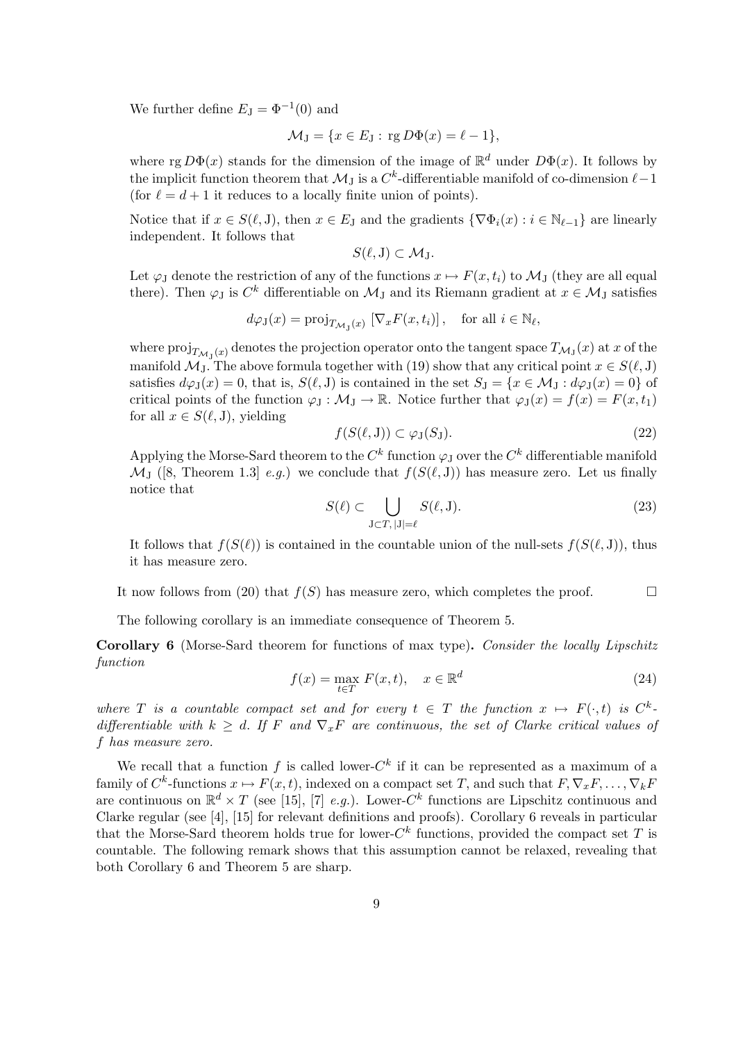We further define $E_{\mathrm{J}} = \Phi^{-1}(0)$ and

$$\mathcal{M}_{\mathrm{J}} = \{x \in E_{\mathrm{J}} : \operatorname{rg} D\Phi(x) = \ell - 1\},$$

where $\operatorname{rg} D\Phi(x)$ stands for the dimension of the image of $\mathbb{R}^d$ under $D\Phi(x)$. It follows by the implicit function theorem that $\mathcal{M}_{\mathrm{J}}$ is a $C^k$-differentiable manifold of co-dimension $\ell - 1$ (for $\ell = d+1$ it reduces to a locally finite union of points).

Notice that if $x \in S(\ell, \mathrm{J})$, then $x \in E_{\mathrm{J}}$ and the gradients $\{\nabla \Phi_i(x) : i \in \mathbb{N}_{\ell-1}\}$ are linearly independent. It follows that

$$S(\ell, \mathrm{J}) \subset \mathcal{M}_{\mathrm{J}}.$$

Let $\varphi_{\mathrm{J}}$ denote the restriction of any of the functions $x \mapsto F(x, t_i)$ to $\mathcal{M}_{\mathrm{J}}$ (they are all equal there). Then $\varphi_{\mathrm{J}}$ is $C^k$ differentiable on $\mathcal{M}_{\mathrm{J}}$ and its Riemann gradient at $x \in \mathcal{M}_{\mathrm{J}}$ satisfies

$$d\varphi_{\mathrm{J}}(x) = \operatorname{proj}_{T_{\mathcal{M}_{\mathrm{J}}}(x)} \left[\nabla_x F(x, t_i)\right], \quad \text{for all } i \in \mathbb{N}_\ell,$$

where $\operatorname{proj}_{T_{\mathcal{M}_{\mathrm{J}}}(x)}$ denotes the projection operator onto the tangent space $T_{\mathcal{M}_{\mathrm{J}}}(x)$ at $x$ of the manifold $\mathcal{M}_{\mathrm{J}}$. The above formula together with (19) show that any critical point $x \in S(\ell, \mathrm{J})$ satisfies $d\varphi_{\mathrm{J}}(x) = 0$, that is, $S(\ell, \mathrm{J})$ is contained in the set $S_{\mathrm{J}} = \{x \in \mathcal{M}_{\mathrm{J}} : d\varphi_{\mathrm{J}}(x) = 0\}$ of critical points of the function $\varphi_{\mathrm{J}} : \mathcal{M}_{\mathrm{J}} \to \mathbb{R}$. Notice further that $\varphi_{\mathrm{J}}(x) = f(x) = F(x, t_1)$ for all $x \in S(\ell, \mathrm{J})$, yielding

$$f(S(\ell, \mathrm{J})) \subset \varphi_{\mathrm{J}}(S_{\mathrm{J}}). \tag{22}$$

Applying the Morse-Sard theorem to the $C^k$ function $\varphi_{\mathrm{J}}$ over the $C^k$ differentiable manifold $\mathcal{M}_{\mathrm{J}}$ ([8, Theorem 1.3] *e.g.*) we conclude that $f(S(\ell, \mathrm{J}))$ has measure zero. Let us finally notice that

$$S(\ell) \subset \bigcup_{\mathrm{J} \subset T,\, |\mathrm{J}| = \ell} S(\ell, \mathrm{J}). \tag{23}$$

It follows that $f(S(\ell))$ is contained in the countable union of the null-sets $f(S(\ell, \mathrm{J}))$, thus it has measure zero.

It now follows from (20) that $f(S)$ has measure zero, which completes the proof. $\square$

The following corollary is an immediate consequence of Theorem 5.

**Corollary 6** (Morse-Sard theorem for functions of max type)**.** *Consider the locally Lipschitz function*

$$f(x) = \max_{t \in T} F(x, t), \quad x \in \mathbb{R}^d \tag{24}$$

*where $T$ is a countable compact set and for every $t \in T$ the function $x \mapsto F(\cdot, t)$ is $C^k$-differentiable with $k \geq d$. If $F$ and $\nabla_x F$ are continuous, the set of Clarke critical values of $f$ has measure zero.*

We recall that a function $f$ is called lower-$C^k$ if it can be represented as a maximum of a family of $C^k$-functions $x \mapsto F(x, t)$, indexed on a compact set $T$, and such that $F, \nabla_x F, \ldots, \nabla_k F$ are continuous on $\mathbb{R}^d \times T$ (see [15], [7] *e.g.*). Lower-$C^k$ functions are Lipschitz continuous and Clarke regular (see [4], [15] for relevant definitions and proofs). Corollary 6 reveals in particular that the Morse-Sard theorem holds true for lower-$C^k$ functions, provided the compact set $T$ is countable. The following remark shows that this assumption cannot be relaxed, revealing that both Corollary 6 and Theorem 5 are sharp.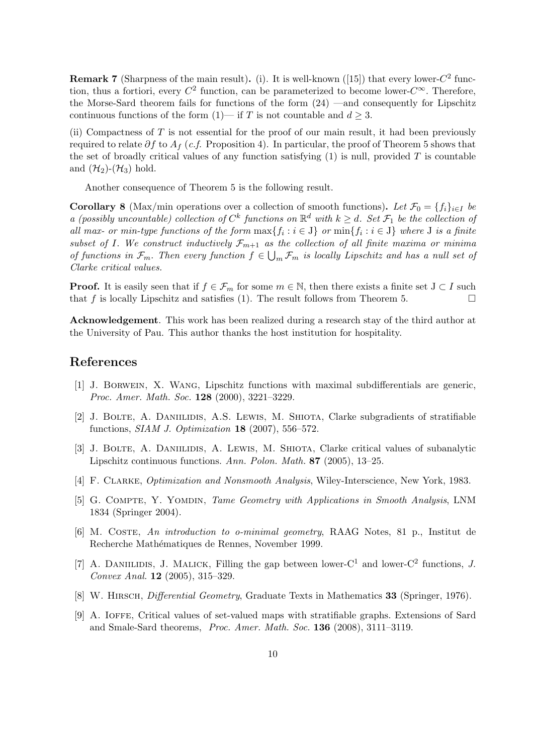**Remark 7** (Sharpness of the main result). (i). It is well-known ([15]) that every lower-$C^2$ function, thus a fortiori, every $C^2$ function, can be parameterized to become lower-$C^\infty$. Therefore, the Morse-Sard theorem fails for functions of the form (24) —and consequently for Lipschitz continuous functions of the form (1)— if $T$ is not countable and $d \geq 3$.

(ii) Compactness of $T$ is not essential for the proof of our main result, it had been previously required to relate $\partial f$ to $A_f$ (*c.f.* Proposition 4). In particular, the proof of Theorem 5 shows that the set of broadly critical values of any function satisfying (1) is null, provided $T$ is countable and $(\mathcal{H}_2)$-$(\mathcal{H}_3)$ hold.

Another consequence of Theorem 5 is the following result.

**Corollary 8** (Max/min operations over a collection of smooth functions). *Let $\mathcal{F}_0 = \{f_i\}_{i \in I}$ be a (possibly uncountable) collection of $C^k$ functions on $\mathbb{R}^d$ with $k \geq d$. Set $\mathcal{F}_1$ be the collection of all max- or min-type functions of the form $\max\{f_i : i \in \mathrm{J}\}$ or $\min\{f_i : i \in \mathrm{J}\}$ where $\mathrm{J}$ is a finite subset of $I$. We construct inductively $\mathcal{F}_{m+1}$ as the collection of all finite maxima or minima of functions in $\mathcal{F}_m$. Then every function $f \in \bigcup_m \mathcal{F}_m$ is locally Lipschitz and has a null set of Clarke critical values.*

**Proof.** It is easily seen that if $f \in \mathcal{F}_m$ for some $m \in \mathbb{N}$, then there exists a finite set $\mathrm{J} \subset I$ such that $f$ is locally Lipschitz and satisfies (1). The result follows from Theorem 5. □

**Acknowledgement**. This work has been realized during a research stay of the third author at the University of Pau. This author thanks the host institution for hospitality.

## References

[1] J. Borwein, X. Wang, Lipschitz functions with maximal subdifferentials are generic, *Proc. Amer. Math. Soc.* **128** (2000), 3221–3229.

[2] J. Bolte, A. Daniilidis, A.S. Lewis, M. Shiota, Clarke subgradients of stratifiable functions, *SIAM J. Optimization* **18** (2007), 556–572.

[3] J. Bolte, A. Daniilidis, A. Lewis, M. Shiota, Clarke critical values of subanalytic Lipschitz continuous functions. *Ann. Polon. Math.* **87** (2005), 13–25.

[4] F. Clarke, *Optimization and Nonsmooth Analysis*, Wiley-Interscience, New York, 1983.

[5] G. Compte, Y. Yomdin, *Tame Geometry with Applications in Smooth Analysis*, LNM 1834 (Springer 2004).

[6] M. Coste, *An introduction to o-minimal geometry*, RAAG Notes, 81 p., Institut de Recherche Mathématiques de Rennes, November 1999.

[7] A. Daniilidis, J. Malick, Filling the gap between lower-C$^1$ and lower-C$^2$ functions, *J. Convex Anal.* **12** (2005), 315–329.

[8] W. Hirsch, *Differential Geometry*, Graduate Texts in Mathematics **33** (Springer, 1976).

[9] A. Ioffe, Critical values of set-valued maps with stratifiable graphs. Extensions of Sard and Smale-Sard theorems, *Proc. Amer. Math. Soc.* **136** (2008), 3111–3119.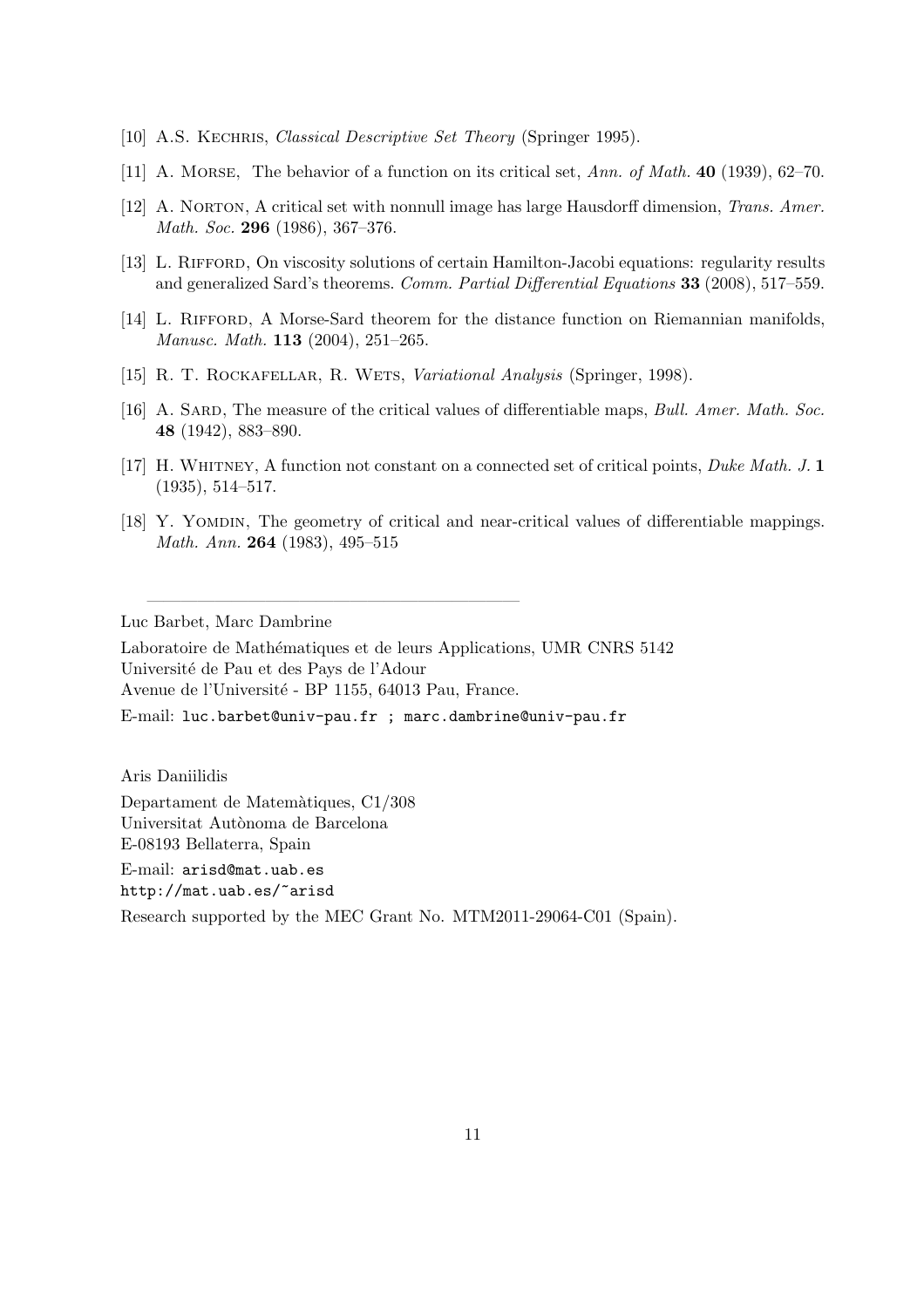[10] A.S. KECHRIS, *Classical Descriptive Set Theory* (Springer 1995).

[11] A. MORSE, The behavior of a function on its critical set, *Ann. of Math.* **40** (1939), 62–70.

[12] A. NORTON, A critical set with nonnull image has large Hausdorff dimension, *Trans. Amer. Math. Soc.* **296** (1986), 367–376.

[13] L. RIFFORD, On viscosity solutions of certain Hamilton-Jacobi equations: regularity results and generalized Sard's theorems. *Comm. Partial Differential Equations* **33** (2008), 517–559.

[14] L. RIFFORD, A Morse-Sard theorem for the distance function on Riemannian manifolds, *Manusc. Math.* **113** (2004), 251–265.

[15] R. T. ROCKAFELLAR, R. WETS, *Variational Analysis* (Springer, 1998).

[16] A. SARD, The measure of the critical values of differentiable maps, *Bull. Amer. Math. Soc.* **48** (1942), 883–890.

[17] H. WHITNEY, A function not constant on a connected set of critical points, *Duke Math. J.* **1** (1935), 514–517.

[18] Y. YOMDIN, The geometry of critical and near-critical values of differentiable mappings. *Math. Ann.* **264** (1983), 495–515

---

Luc Barbet, Marc Dambrine

Laboratoire de Mathématiques et de leurs Applications, UMR CNRS 5142
Université de Pau et des Pays de l'Adour
Avenue de l'Université - BP 1155, 64013 Pau, France.

E-mail: `luc.barbet@univ-pau.fr ; marc.dambrine@univ-pau.fr`

Aris Daniilidis

Departament de Matemàtiques, C1/308
Universitat Autònoma de Barcelona
E-08193 Bellaterra, Spain

E-mail: `arisd@mat.uab.es`
`http://mat.uab.es/~arisd`

Research supported by the MEC Grant No. MTM2011-29064-C01 (Spain).